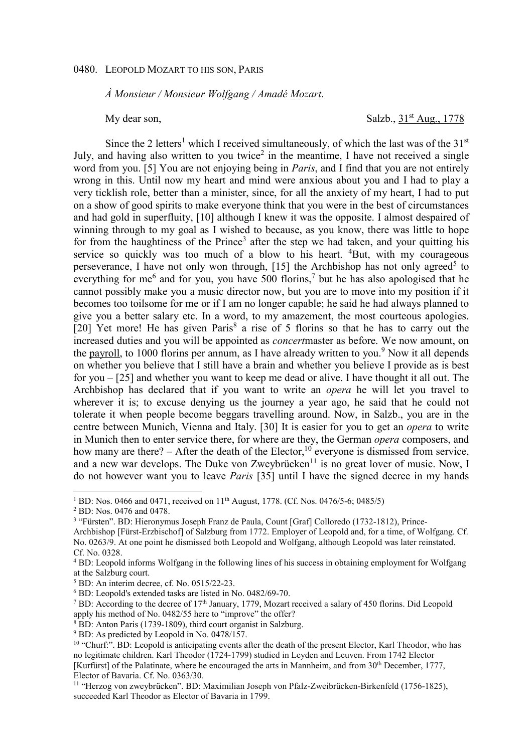0480. LEOPOLD MOZART TO HIS SON, PARIS

*À Monsieur / Monsieur Wolfgang / Amadé* <u>*Mozart*</u>.

My dear son, Salzb., <u>31st Aug., 1778</u>

Since the 2 letters[1] which I received simultaneously, of which the last was of the 31st July, and having also written to you twice[2] in the meantime, I have not received a single word from you. [5] You are not enjoying being in *Paris*, and I find that you are not entirely wrong in this. Until now my heart and mind were anxious about you and I had to play a very ticklish role, better than a minister, since, for all the anxiety of my heart, I had to put on a show of good spirits to make everyone think that you were in the best of circumstances and had gold in superfluity, [10] although I knew it was the opposite. I almost despaired of winning through to my goal as I wished to because, as you know, there was little to hope for from the haughtiness of the Prince[3] after the step we had taken, and your quitting his service so quickly was too much of a blow to his heart. [4]But, with my courageous perseverance, I have not only won through, [15] the Archbishop has not only agreed[5] to everything for me[6] and for you, you have 500 florins,[7] but he has also apologised that he cannot possibly make you a music director now, but you are to move into my position if it becomes too toilsome for me or if I am no longer capable; he said he had always planned to give you a better salary etc. In a word, to my amazement, the most courteous apologies. [20] Yet more! He has given Paris[8] a rise of 5 florins so that he has to carry out the increased duties and you will be appointed as *concert*master as before. We now amount, on the <u>payroll</u>, to 1000 florins per annum, as I have already written to you.[9] Now it all depends on whether you believe that I still have a brain and whether you believe I provide as is best for you – [25] and whether you want to keep me dead or alive. I have thought it all out. The Archbishop has declared that if you want to write an *opera* he will let you travel to wherever it is; to excuse denying us the journey a year ago, he said that he could not tolerate it when people become beggars travelling around. Now, in Salzb., you are in the centre between Munich, Vienna and Italy. [30] It is easier for you to get an *opera* to write in Munich then to enter service there, for where are they, the German *opera* composers, and how many are there? – After the death of the Elector,[10] everyone is dismissed from service, and a new war develops. The Duke von Zweybrücken[11] is no great lover of music. Now, I do not however want you to leave *Paris* [35] until I have the signed decree in my hands

---

[1] BD: Nos. 0466 and 0471, received on 11th August, 1778. (Cf. Nos. 0476/5-6; 0485/5)

[2] BD: Nos. 0476 and 0478.

[3] "Fürsten". BD: Hieronymus Joseph Franz de Paula, Count [Graf] Colloredo (1732-1812), Prince-Archbishop [Fürst-Erzbischof] of Salzburg from 1772. Employer of Leopold and, for a time, of Wolfgang. Cf. No. 0263/9. At one point he dismissed both Leopold and Wolfgang, although Leopold was later reinstated. Cf. No. 0328.

[4] BD: Leopold informs Wolfgang in the following lines of his success in obtaining employment for Wolfgang at the Salzburg court.

[5] BD: An interim decree, cf. No. 0515/22-23.

[6] BD: Leopold's extended tasks are listed in No. 0482/69-70.

[7] BD: According to the decree of 17th January, 1779, Mozart received a salary of 450 florins. Did Leopold apply his method of No. 0482/55 here to "improve" the offer?

[8] BD: Anton Paris (1739-1809), third court organist in Salzburg.

[9] BD: As predicted by Leopold in No. 0478/157.

[10] "Churf:". BD: Leopold is anticipating events after the death of the present Elector, Karl Theodor, who has no legitimate children. Karl Theodor (1724-1799) studied in Leyden and Leuven. From 1742 Elector [Kurfürst] of the Palatinate, where he encouraged the arts in Mannheim, and from 30th December, 1777, Elector of Bavaria. Cf. No. 0363/30.

[11] "Herzog von zweybrücken". BD: Maximilian Joseph von Pfalz-Zweibrücken-Birkenfeld (1756-1825), succeeded Karl Theodor as Elector of Bavaria in 1799.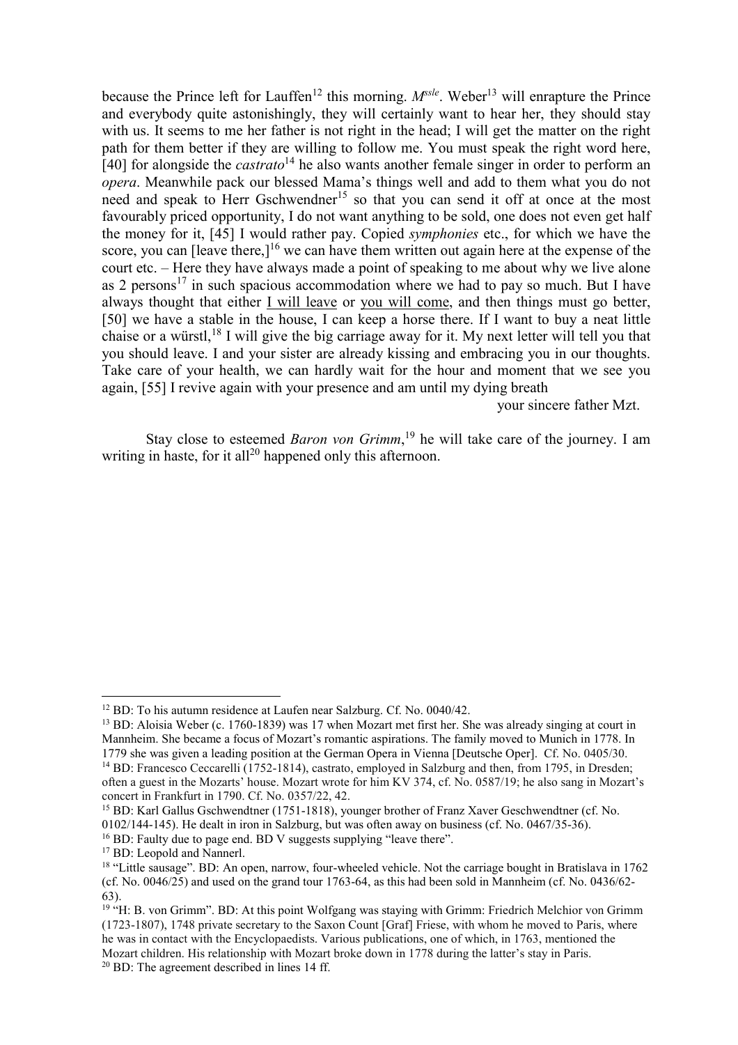because the Prince left for Lauffen[12] this morning. *M^ssle^*. Weber[13] will enrapture the Prince and everybody quite astonishingly, they will certainly want to hear her, they should stay with us. It seems to me her father is not right in the head; I will get the matter on the right path for them better if they are willing to follow me. You must speak the right word here, [40] for alongside the *castrato*[14] he also wants another female singer in order to perform an *opera*. Meanwhile pack our blessed Mama's things well and add to them what you do not need and speak to Herr Gschwendner[15] so that you can send it off at once at the most favourably priced opportunity, I do not want anything to be sold, one does not even get half the money for it, [45] I would rather pay. Copied *symphonies* etc., for which we have the score, you can [leave there,][16] we can have them written out again here at the expense of the court etc. – Here they have always made a point of speaking to me about why we live alone as 2 persons[17] in such spacious accommodation where we had to pay so much. But I have always thought that either <u>I will leave</u> or <u>you will come</u>, and then things must go better, [50] we have a stable in the house, I can keep a horse there. If I want to buy a neat little chaise or a würstl,[18] I will give the big carriage away for it. My next letter will tell you that you should leave. I and your sister are already kissing and embracing you in our thoughts. Take care of your health, we can hardly wait for the hour and moment that we see you again, [55] I revive again with your presence and am until my dying breath

your sincere father Mzt.

Stay close to esteemed *Baron von Grimm*,[19] he will take care of the journey. I am writing in haste, for it all[20] happened only this afternoon.

---

[12] BD: To his autumn residence at Laufen near Salzburg. Cf. No. 0040/42.

[13] BD: Aloisia Weber (c. 1760-1839) was 17 when Mozart met first her. She was already singing at court in Mannheim. She became a focus of Mozart's romantic aspirations. The family moved to Munich in 1778. In 1779 she was given a leading position at the German Opera in Vienna [Deutsche Oper]. Cf. No. 0405/30.

[14] BD: Francesco Ceccarelli (1752-1814), castrato, employed in Salzburg and then, from 1795, in Dresden; often a guest in the Mozarts' house. Mozart wrote for him KV 374, cf. No. 0587/19; he also sang in Mozart's concert in Frankfurt in 1790. Cf. No. 0357/22, 42.

[15] BD: Karl Gallus Gschwendtner (1751-1818), younger brother of Franz Xaver Geschwendtner (cf. No. 0102/144-145). He dealt in iron in Salzburg, but was often away on business (cf. No. 0467/35-36).

[16] BD: Faulty due to page end. BD V suggests supplying "leave there".

[17] BD: Leopold and Nannerl.

[18] "Little sausage". BD: An open, narrow, four-wheeled vehicle. Not the carriage bought in Bratislava in 1762 (cf. No. 0046/25) and used on the grand tour 1763-64, as this had been sold in Mannheim (cf. No. 0436/62-63).

[19] "H: B. von Grimm". BD: At this point Wolfgang was staying with Grimm: Friedrich Melchior von Grimm (1723-1807), 1748 private secretary to the Saxon Count [Graf] Friese, with whom he moved to Paris, where he was in contact with the Encyclopaedists. Various publications, one of which, in 1763, mentioned the Mozart children. His relationship with Mozart broke down in 1778 during the latter's stay in Paris.

[20] BD: The agreement described in lines 14 ff.